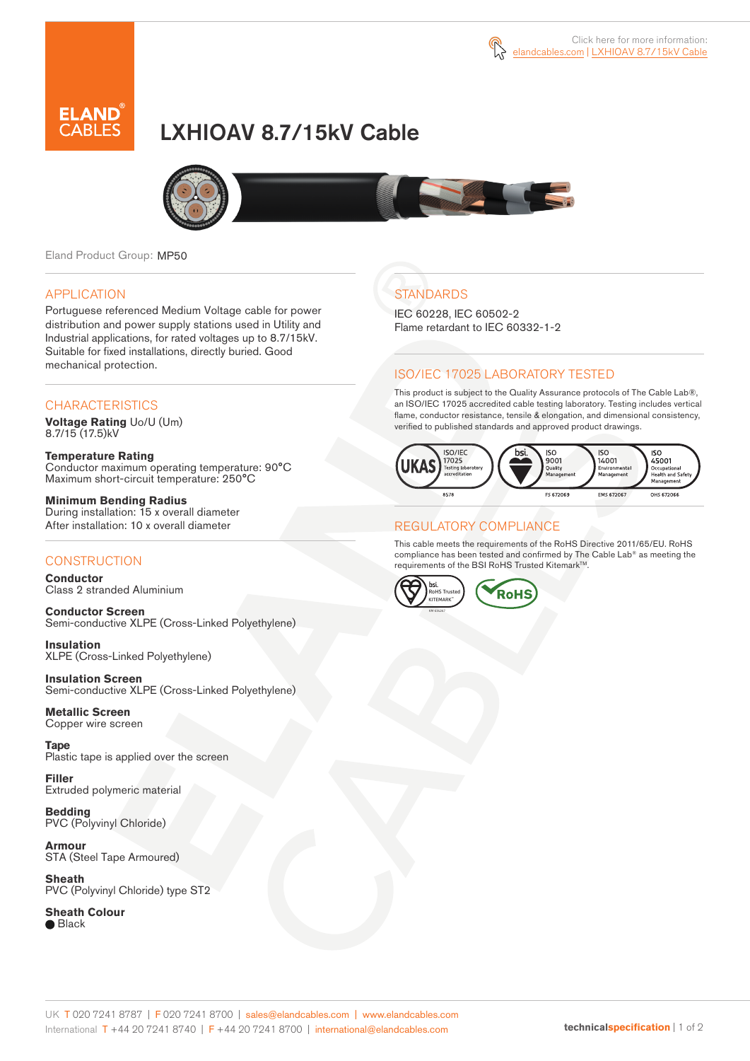Click here for more information: elandcables.com | LXHIOAV 8.7/15kV Cable

# LXHIOAV 8.7/15kV Cable

Eland Product Group: MP50

## APPLICATION

Portuguese referenced Medium Voltage cable for power distribution and power supply stations used in Utility and Industrial applications, for rated voltages up to 8.7/15kV. Suitable for fixed installations, directly buried. Good mechanical protection.

## CHARACTERISTICS

**Voltage Rating** Uo/U (Um)
8.7/15 (17.5)kV

**Temperature Rating**
Conductor maximum operating temperature: 90°C
Maximum short-circuit temperature: 250°C

**Minimum Bending Radius**
During installation: 15 x overall diameter
After installation: 10 x overall diameter

## CONSTRUCTION

**Conductor**
Class 2 stranded Aluminium

**Conductor Screen**
Semi-conductive XLPE (Cross-Linked Polyethylene)

**Insulation**
XLPE (Cross-Linked Polyethylene)

**Insulation Screen**
Semi-conductive XLPE (Cross-Linked Polyethylene)

**Metallic Screen**
Copper wire screen

**Tape**
Plastic tape is applied over the screen

**Filler**
Extruded polymeric material

**Bedding**
PVC (Polyvinyl Chloride)

**Armour**
STA (Steel Tape Armoured)

**Sheath**
PVC (Polyvinyl Chloride) type ST2

**Sheath Colour**
● Black

## STANDARDS

IEC 60228, IEC 60502-2
Flame retardant to IEC 60332-1-2

## ISO/IEC 17025 LABORATORY TESTED

This product is subject to the Quality Assurance protocols of The Cable Lab®, an ISO/IEC 17025 accredited cable testing laboratory. Testing includes vertical flame, conductor resistance, tensile & elongation, and dimensional consistency, verified to published standards and approved product drawings.

UKAS ISO/IEC 17025 Testing laboratory accreditation 8578 | bsi. ISO 9001 Quality Management FS 672069 | ISO 14001 Environmental Management EMS 672067 | ISO 45001 Occupational Health and Safety Management OHS 672066

## REGULATORY COMPLIANCE

This cable meets the requirements of the RoHS Directive 2011/65/EU. RoHS compliance has been tested and confirmed by The Cable Lab® as meeting the requirements of the BSI RoHS Trusted Kitemark™.

bsi. RoHS Trusted KITEMARK™ | RoHS

UK T 020 7241 8787 | F 020 7241 8700 | sales@elandcables.com | www.elandcables.com
International T +44 20 7241 8740 | F +44 20 7241 8700 | international@elandcables.com

technicalspecification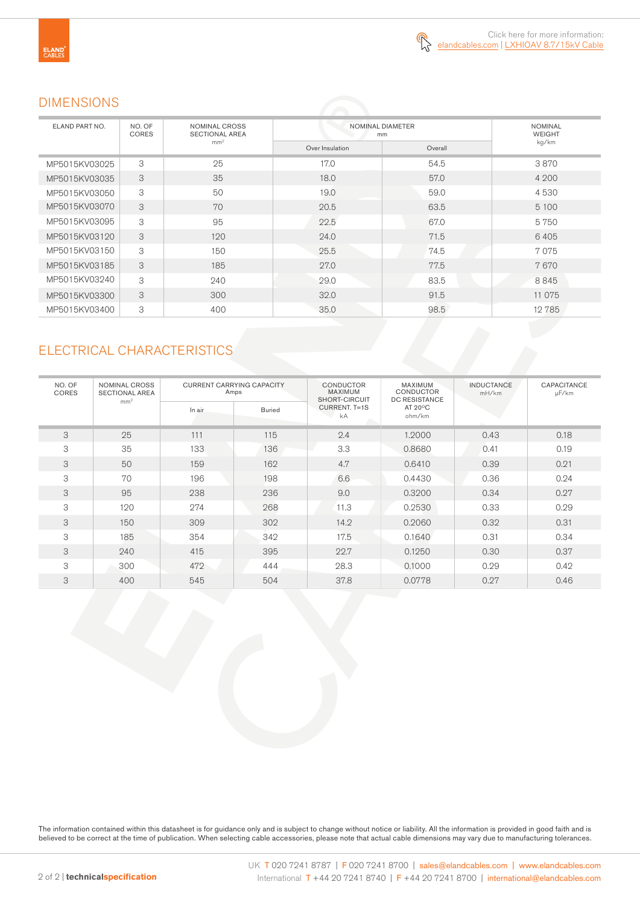Click here for more information: elandcables.com | LXHIOAV 8.7/15kV Cable

## DIMENSIONS

| ELAND PART NO. | NO. OF CORES | NOMINAL CROSS SECTIONAL AREA mm² | NOMINAL DIAMETER mm | | NOMINAL WEIGHT kg/km |
|---|---|---|---|---|---|
| | | | Over Insulation | Overall | |
| MP5015KV03025 | 3 | 25 | 17.0 | 54.5 | 3 870 |
| MP5015KV03035 | 3 | 35 | 18.0 | 57.0 | 4 200 |
| MP5015KV03050 | 3 | 50 | 19.0 | 59.0 | 4 530 |
| MP5015KV03070 | 3 | 70 | 20.5 | 63.5 | 5 100 |
| MP5015KV03095 | 3 | 95 | 22.5 | 67.0 | 5 750 |
| MP5015KV03120 | 3 | 120 | 24.0 | 71.5 | 6 405 |
| MP5015KV03150 | 3 | 150 | 25.5 | 74.5 | 7 075 |
| MP5015KV03185 | 3 | 185 | 27.0 | 77.5 | 7 670 |
| MP5015KV03240 | 3 | 240 | 29.0 | 83.5 | 8 845 |
| MP5015KV03300 | 3 | 300 | 32.0 | 91.5 | 11 075 |
| MP5015KV03400 | 3 | 400 | 35.0 | 98.5 | 12 785 |

## ELECTRICAL CHARACTERISTICS

| NO. OF CORES | NOMINAL CROSS SECTIONAL AREA mm² | CURRENT CARRYING CAPACITY Amps | | CONDUCTOR MAXIMUM SHORT-CIRCUIT CURRENT. T=1S kA | MAXIMUM CONDUCTOR DC RESISTANCE AT 20°C ohm/km | INDUCTANCE mH/km | CAPACITANCE μF/km |
|---|---|---|---|---|---|---|---|
| | | In air | Buried | | | | |
| 3 | 25 | 111 | 115 | 2.4 | 1.2000 | 0.43 | 0.18 |
| 3 | 35 | 133 | 136 | 3.3 | 0.8680 | 0.41 | 0.19 |
| 3 | 50 | 159 | 162 | 4.7 | 0.6410 | 0.39 | 0.21 |
| 3 | 70 | 196 | 198 | 6.6 | 0.4430 | 0.36 | 0.24 |
| 3 | 95 | 238 | 236 | 9.0 | 0.3200 | 0.34 | 0.27 |
| 3 | 120 | 274 | 268 | 11.3 | 0.2530 | 0.33 | 0.29 |
| 3 | 150 | 309 | 302 | 14.2 | 0.2060 | 0.32 | 0.31 |
| 3 | 185 | 354 | 342 | 17.5 | 0.1640 | 0.31 | 0.34 |
| 3 | 240 | 415 | 395 | 22.7 | 0.1250 | 0.30 | 0.37 |
| 3 | 300 | 472 | 444 | 28.3 | 0.1000 | 0.29 | 0.42 |
| 3 | 400 | 545 | 504 | 37.8 | 0.0778 | 0.27 | 0.46 |

The information contained within this datasheet is for guidance only and is subject to change without notice or liability. All the information is provided in good faith and is believed to be correct at the time of publication. When selecting cable accessories, please note that actual cable dimensions may vary due to manufacturing tolerances.

UK T 020 7241 8787 | F 020 7241 8700 | sales@elandcables.com | www.elandcables.com
International T +44 20 7241 8740 | F +44 20 7241 8700 | international@elandcables.com